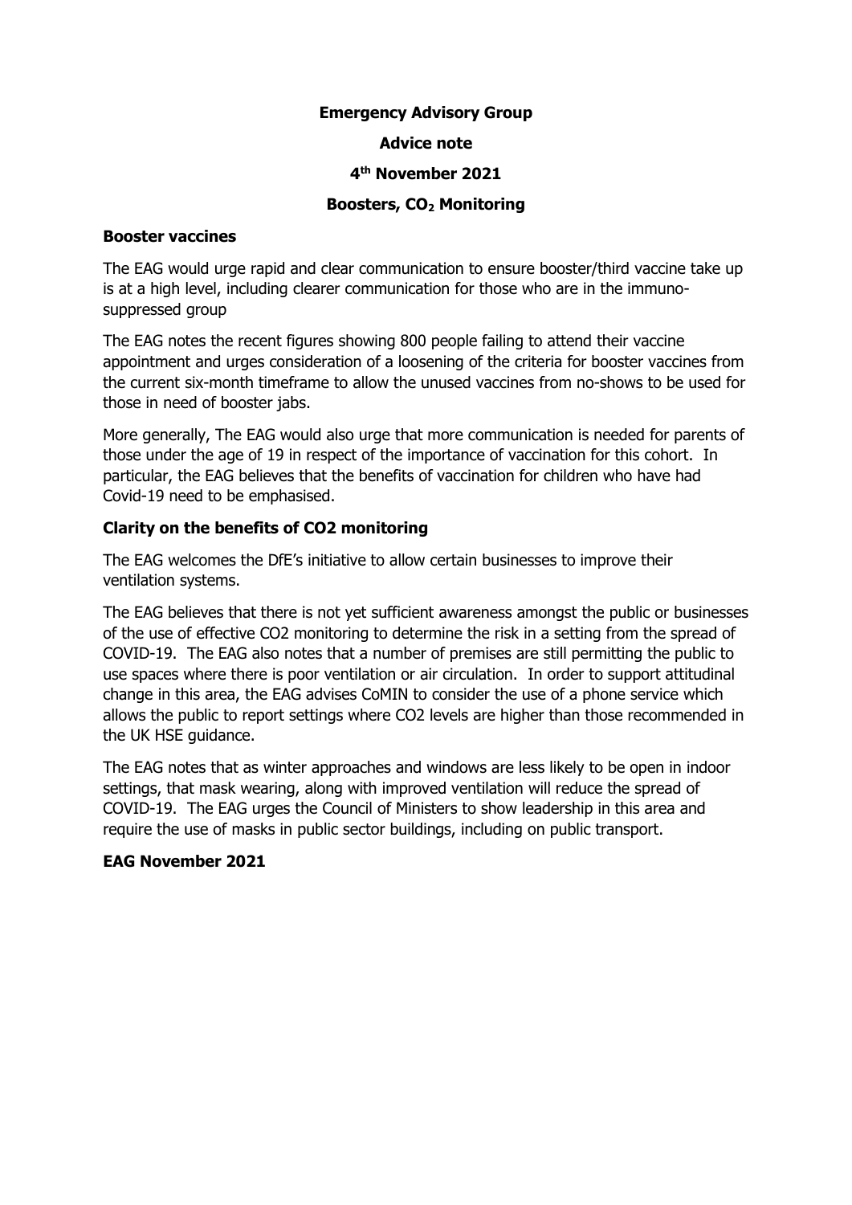**Emergency Advisory Group**

**Advice note**

**4th November 2021**

**Boosters, $CO_2$ Monitoring**

**Booster vaccines**

The EAG would urge rapid and clear communication to ensure booster/third vaccine take up is at a high level, including clearer communication for those who are in the immuno-suppressed group

The EAG notes the recent figures showing 800 people failing to attend their vaccine appointment and urges consideration of a loosening of the criteria for booster vaccines from the current six-month timeframe to allow the unused vaccines from no-shows to be used for those in need of booster jabs.

More generally, The EAG would also urge that more communication is needed for parents of those under the age of 19 in respect of the importance of vaccination for this cohort. In particular, the EAG believes that the benefits of vaccination for children who have had Covid-19 need to be emphasised.

**Clarity on the benefits of CO2 monitoring**

The EAG welcomes the DfE's initiative to allow certain businesses to improve their ventilation systems.

The EAG believes that there is not yet sufficient awareness amongst the public or businesses of the use of effective CO2 monitoring to determine the risk in a setting from the spread of COVID-19. The EAG also notes that a number of premises are still permitting the public to use spaces where there is poor ventilation or air circulation. In order to support attitudinal change in this area, the EAG advises CoMIN to consider the use of a phone service which allows the public to report settings where CO2 levels are higher than those recommended in the UK HSE guidance.

The EAG notes that as winter approaches and windows are less likely to be open in indoor settings, that mask wearing, along with improved ventilation will reduce the spread of COVID-19. The EAG urges the Council of Ministers to show leadership in this area and require the use of masks in public sector buildings, including on public transport.

**EAG November 2021**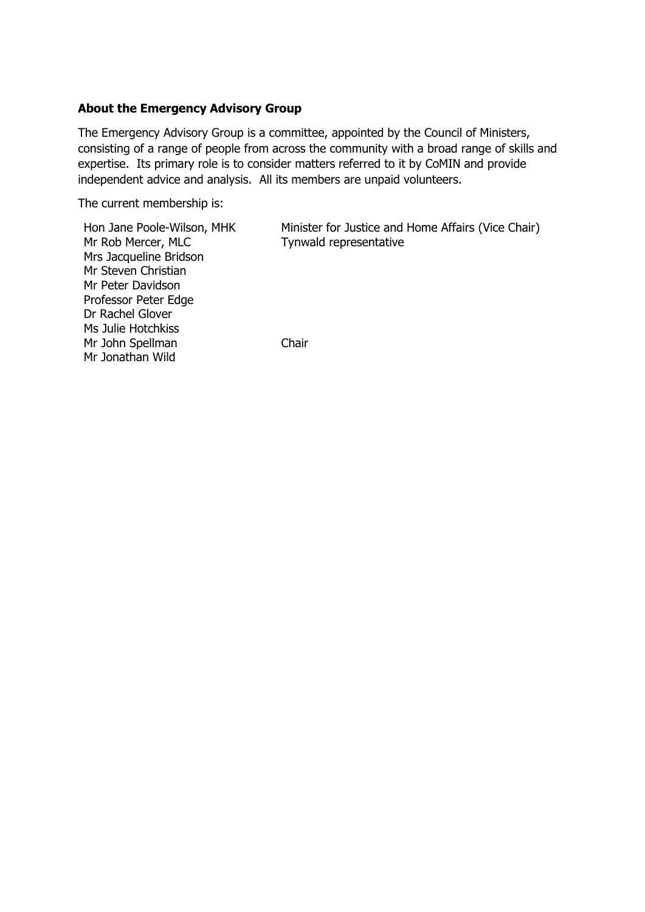**About the Emergency Advisory Group**

The Emergency Advisory Group is a committee, appointed by the Council of Ministers, consisting of a range of people from across the community with a broad range of skills and expertise. Its primary role is to consider matters referred to it by CoMIN and provide independent advice and analysis. All its members are unpaid volunteers.

The current membership is:

| | |
|---|---|
| Hon Jane Poole-Wilson, MHK | Minister for Justice and Home Affairs (Vice Chair) |
| Mr Rob Mercer, MLC | Tynwald representative |
| Mrs Jacqueline Bridson | |
| Mr Steven Christian | |
| Mr Peter Davidson | |
| Professor Peter Edge | |
| Dr Rachel Glover | |
| Ms Julie Hotchkiss | |
| Mr John Spellman | Chair |
| Mr Jonathan Wild | |